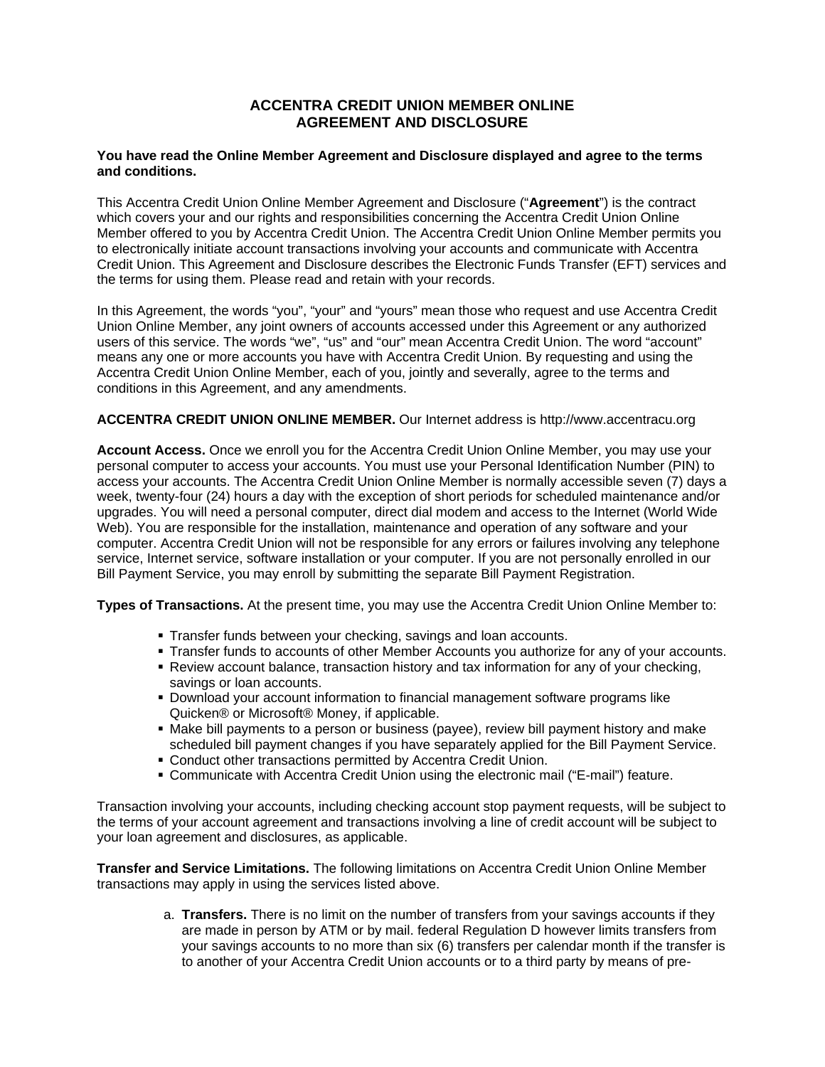# ACCENTRA CREDIT UNION MEMBER ONLINE AGREEMENT AND DISCLOSURE

**You have read the Online Member Agreement and Disclosure displayed and agree to the terms and conditions.**

This Accentra Credit Union Online Member Agreement and Disclosure ("**Agreement**") is the contract which covers your and our rights and responsibilities concerning the Accentra Credit Union Online Member offered to you by Accentra Credit Union. The Accentra Credit Union Online Member permits you to electronically initiate account transactions involving your accounts and communicate with Accentra Credit Union. This Agreement and Disclosure describes the Electronic Funds Transfer (EFT) services and the terms for using them. Please read and retain with your records.

In this Agreement, the words "you", "your" and "yours" mean those who request and use Accentra Credit Union Online Member, any joint owners of accounts accessed under this Agreement or any authorized users of this service. The words "we", "us" and "our" mean Accentra Credit Union. The word "account" means any one or more accounts you have with Accentra Credit Union. By requesting and using the Accentra Credit Union Online Member, each of you, jointly and severally, agree to the terms and conditions in this Agreement, and any amendments.

**ACCENTRA CREDIT UNION ONLINE MEMBER.** Our Internet address is http://www.accentracu.org

**Account Access.** Once we enroll you for the Accentra Credit Union Online Member, you may use your personal computer to access your accounts. You must use your Personal Identification Number (PIN) to access your accounts. The Accentra Credit Union Online Member is normally accessible seven (7) days a week, twenty-four (24) hours a day with the exception of short periods for scheduled maintenance and/or upgrades. You will need a personal computer, direct dial modem and access to the Internet (World Wide Web). You are responsible for the installation, maintenance and operation of any software and your computer. Accentra Credit Union will not be responsible for any errors or failures involving any telephone service, Internet service, software installation or your computer. If you are not personally enrolled in our Bill Payment Service, you may enroll by submitting the separate Bill Payment Registration.

**Types of Transactions.** At the present time, you may use the Accentra Credit Union Online Member to:

- Transfer funds between your checking, savings and loan accounts.
- Transfer funds to accounts of other Member Accounts you authorize for any of your accounts.
- Review account balance, transaction history and tax information for any of your checking, savings or loan accounts.
- Download your account information to financial management software programs like Quicken® or Microsoft® Money, if applicable.
- Make bill payments to a person or business (payee), review bill payment history and make scheduled bill payment changes if you have separately applied for the Bill Payment Service.
- Conduct other transactions permitted by Accentra Credit Union.
- Communicate with Accentra Credit Union using the electronic mail ("E-mail") feature.

Transaction involving your accounts, including checking account stop payment requests, will be subject to the terms of your account agreement and transactions involving a line of credit account will be subject to your loan agreement and disclosures, as applicable.

**Transfer and Service Limitations.** The following limitations on Accentra Credit Union Online Member transactions may apply in using the services listed above.

a. **Transfers.** There is no limit on the number of transfers from your savings accounts if they are made in person by ATM or by mail. federal Regulation D however limits transfers from your savings accounts to no more than six (6) transfers per calendar month if the transfer is to another of your Accentra Credit Union accounts or to a third party by means of pre-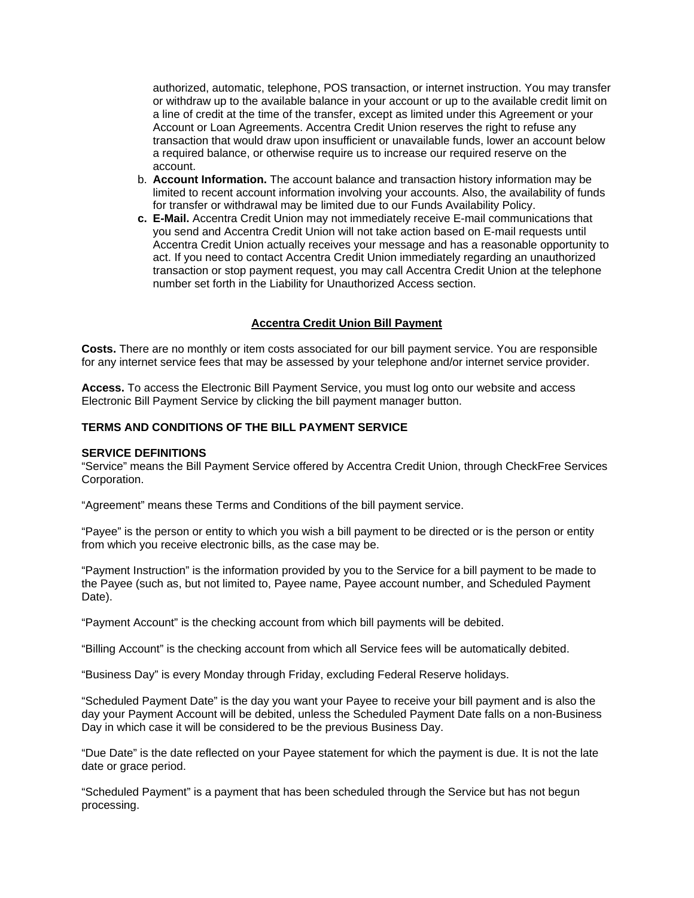authorized, automatic, telephone, POS transaction, or internet instruction. You may transfer or withdraw up to the available balance in your account or up to the available credit limit on a line of credit at the time of the transfer, except as limited under this Agreement or your Account or Loan Agreements. Accentra Credit Union reserves the right to refuse any transaction that would draw upon insufficient or unavailable funds, lower an account below a required balance, or otherwise require us to increase our required reserve on the account.

b. **Account Information.** The account balance and transaction history information may be limited to recent account information involving your accounts. Also, the availability of funds for transfer or withdrawal may be limited due to our Funds Availability Policy.

**c. E-Mail.** Accentra Credit Union may not immediately receive E-mail communications that you send and Accentra Credit Union will not take action based on E-mail requests until Accentra Credit Union actually receives your message and has a reasonable opportunity to act. If you need to contact Accentra Credit Union immediately regarding an unauthorized transaction or stop payment request, you may call Accentra Credit Union at the telephone number set forth in the Liability for Unauthorized Access section.

## Accentra Credit Union Bill Payment

**Costs.** There are no monthly or item costs associated for our bill payment service. You are responsible for any internet service fees that may be assessed by your telephone and/or internet service provider.

**Access.** To access the Electronic Bill Payment Service, you must log onto our website and access Electronic Bill Payment Service by clicking the bill payment manager button.

### TERMS AND CONDITIONS OF THE BILL PAYMENT SERVICE

**SERVICE DEFINITIONS**

"Service" means the Bill Payment Service offered by Accentra Credit Union, through CheckFree Services Corporation.

"Agreement" means these Terms and Conditions of the bill payment service.

"Payee" is the person or entity to which you wish a bill payment to be directed or is the person or entity from which you receive electronic bills, as the case may be.

"Payment Instruction" is the information provided by you to the Service for a bill payment to be made to the Payee (such as, but not limited to, Payee name, Payee account number, and Scheduled Payment Date).

"Payment Account" is the checking account from which bill payments will be debited.

"Billing Account" is the checking account from which all Service fees will be automatically debited.

"Business Day" is every Monday through Friday, excluding Federal Reserve holidays.

"Scheduled Payment Date" is the day you want your Payee to receive your bill payment and is also the day your Payment Account will be debited, unless the Scheduled Payment Date falls on a non-Business Day in which case it will be considered to be the previous Business Day.

"Due Date" is the date reflected on your Payee statement for which the payment is due. It is not the late date or grace period.

"Scheduled Payment" is a payment that has been scheduled through the Service but has not begun processing.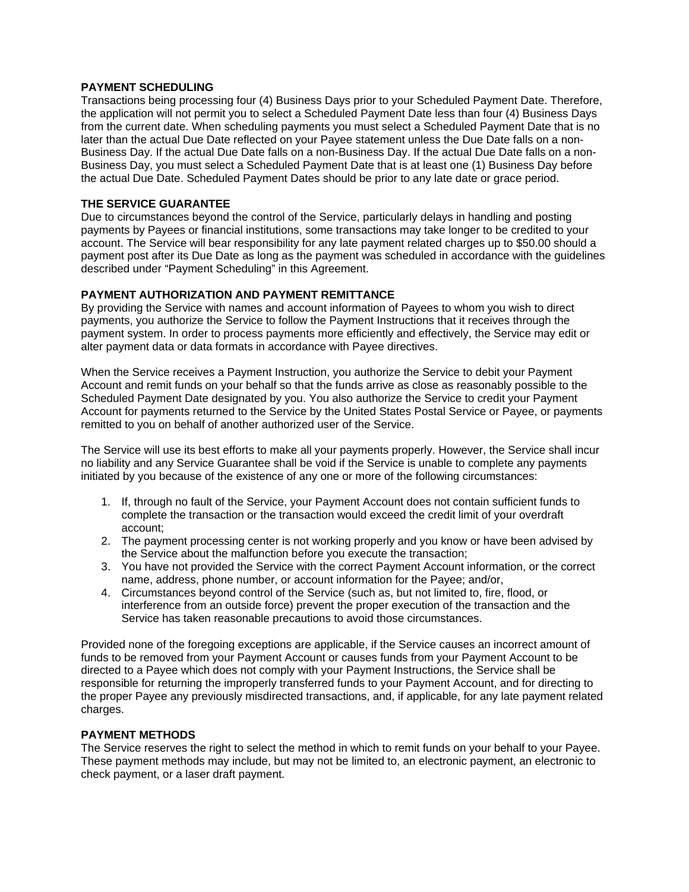**PAYMENT SCHEDULING**

Transactions being processing four (4) Business Days prior to your Scheduled Payment Date. Therefore, the application will not permit you to select a Scheduled Payment Date less than four (4) Business Days from the current date. When scheduling payments you must select a Scheduled Payment Date that is no later than the actual Due Date reflected on your Payee statement unless the Due Date falls on a non-Business Day. If the actual Due Date falls on a non-Business Day. If the actual Due Date falls on a non-Business Day, you must select a Scheduled Payment Date that is at least one (1) Business Day before the actual Due Date. Scheduled Payment Dates should be prior to any late date or grace period.

**THE SERVICE GUARANTEE**

Due to circumstances beyond the control of the Service, particularly delays in handling and posting payments by Payees or financial institutions, some transactions may take longer to be credited to your account. The Service will bear responsibility for any late payment related charges up to $50.00 should a payment post after its Due Date as long as the payment was scheduled in accordance with the guidelines described under “Payment Scheduling” in this Agreement.

**PAYMENT AUTHORIZATION AND PAYMENT REMITTANCE**

By providing the Service with names and account information of Payees to whom you wish to direct payments, you authorize the Service to follow the Payment Instructions that it receives through the payment system. In order to process payments more efficiently and effectively, the Service may edit or alter payment data or data formats in accordance with Payee directives.

When the Service receives a Payment Instruction, you authorize the Service to debit your Payment Account and remit funds on your behalf so that the funds arrive as close as reasonably possible to the Scheduled Payment Date designated by you. You also authorize the Service to credit your Payment Account for payments returned to the Service by the United States Postal Service or Payee, or payments remitted to you on behalf of another authorized user of the Service.

The Service will use its best efforts to make all your payments properly. However, the Service shall incur no liability and any Service Guarantee shall be void if the Service is unable to complete any payments initiated by you because of the existence of any one or more of the following circumstances:

1. If, through no fault of the Service, your Payment Account does not contain sufficient funds to complete the transaction or the transaction would exceed the credit limit of your overdraft account;
2. The payment processing center is not working properly and you know or have been advised by the Service about the malfunction before you execute the transaction;
3. You have not provided the Service with the correct Payment Account information, or the correct name, address, phone number, or account information for the Payee; and/or,
4. Circumstances beyond control of the Service (such as, but not limited to, fire, flood, or interference from an outside force) prevent the proper execution of the transaction and the Service has taken reasonable precautions to avoid those circumstances.

Provided none of the foregoing exceptions are applicable, if the Service causes an incorrect amount of funds to be removed from your Payment Account or causes funds from your Payment Account to be directed to a Payee which does not comply with your Payment Instructions, the Service shall be responsible for returning the improperly transferred funds to your Payment Account, and for directing to the proper Payee any previously misdirected transactions, and, if applicable, for any late payment related charges.

**PAYMENT METHODS**

The Service reserves the right to select the method in which to remit funds on your behalf to your Payee. These payment methods may include, but may not be limited to, an electronic payment, an electronic to check payment, or a laser draft payment.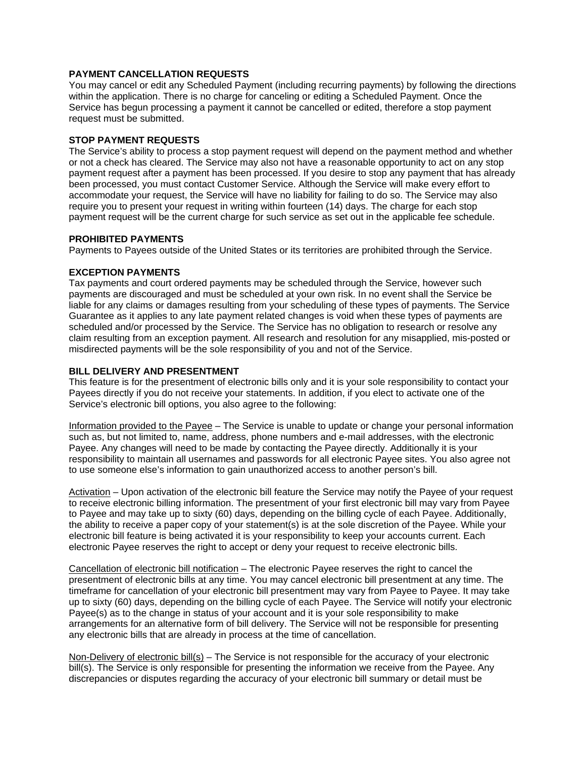**PAYMENT CANCELLATION REQUESTS**
You may cancel or edit any Scheduled Payment (including recurring payments) by following the directions within the application. There is no charge for canceling or editing a Scheduled Payment. Once the Service has begun processing a payment it cannot be cancelled or edited, therefore a stop payment request must be submitted.

**STOP PAYMENT REQUESTS**
The Service's ability to process a stop payment request will depend on the payment method and whether or not a check has cleared. The Service may also not have a reasonable opportunity to act on any stop payment request after a payment has been processed. If you desire to stop any payment that has already been processed, you must contact Customer Service. Although the Service will make every effort to accommodate your request, the Service will have no liability for failing to do so. The Service may also require you to present your request in writing within fourteen (14) days. The charge for each stop payment request will be the current charge for such service as set out in the applicable fee schedule.

**PROHIBITED PAYMENTS**
Payments to Payees outside of the United States or its territories are prohibited through the Service.

**EXCEPTION PAYMENTS**
Tax payments and court ordered payments may be scheduled through the Service, however such payments are discouraged and must be scheduled at your own risk. In no event shall the Service be liable for any claims or damages resulting from your scheduling of these types of payments. The Service Guarantee as it applies to any late payment related changes is void when these types of payments are scheduled and/or processed by the Service. The Service has no obligation to research or resolve any claim resulting from an exception payment. All research and resolution for any misapplied, mis-posted or misdirected payments will be the sole responsibility of you and not of the Service.

**BILL DELIVERY AND PRESENTMENT**
This feature is for the presentment of electronic bills only and it is your sole responsibility to contact your Payees directly if you do not receive your statements. In addition, if you elect to activate one of the Service's electronic bill options, you also agree to the following:

<u>Information provided to the Payee</u> – The Service is unable to update or change your personal information such as, but not limited to, name, address, phone numbers and e-mail addresses, with the electronic Payee. Any changes will need to be made by contacting the Payee directly. Additionally it is your responsibility to maintain all usernames and passwords for all electronic Payee sites. You also agree not to use someone else's information to gain unauthorized access to another person's bill.

<u>Activation</u> – Upon activation of the electronic bill feature the Service may notify the Payee of your request to receive electronic billing information. The presentment of your first electronic bill may vary from Payee to Payee and may take up to sixty (60) days, depending on the billing cycle of each Payee. Additionally, the ability to receive a paper copy of your statement(s) is at the sole discretion of the Payee. While your electronic bill feature is being activated it is your responsibility to keep your accounts current. Each electronic Payee reserves the right to accept or deny your request to receive electronic bills.

<u>Cancellation of electronic bill notification</u> – The electronic Payee reserves the right to cancel the presentment of electronic bills at any time. You may cancel electronic bill presentment at any time. The timeframe for cancellation of your electronic bill presentment may vary from Payee to Payee. It may take up to sixty (60) days, depending on the billing cycle of each Payee. The Service will notify your electronic Payee(s) as to the change in status of your account and it is your sole responsibility to make arrangements for an alternative form of bill delivery. The Service will not be responsible for presenting any electronic bills that are already in process at the time of cancellation.

<u>Non-Delivery of electronic bill(s)</u> – The Service is not responsible for the accuracy of your electronic bill(s). The Service is only responsible for presenting the information we receive from the Payee. Any discrepancies or disputes regarding the accuracy of your electronic bill summary or detail must be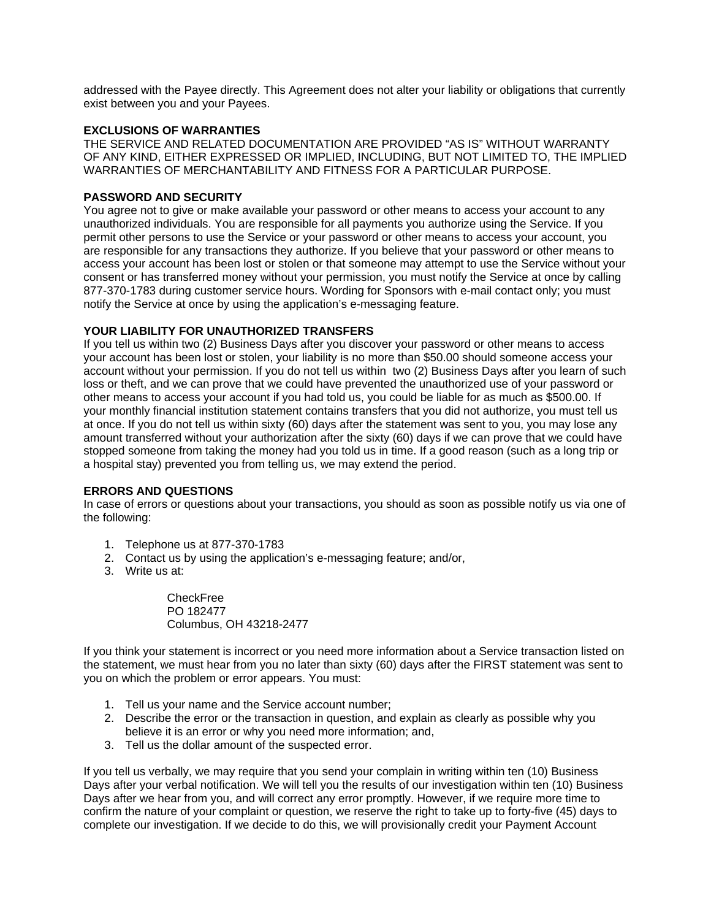addressed with the Payee directly. This Agreement does not alter your liability or obligations that currently exist between you and your Payees.

**EXCLUSIONS OF WARRANTIES**

THE SERVICE AND RELATED DOCUMENTATION ARE PROVIDED "AS IS" WITHOUT WARRANTY OF ANY KIND, EITHER EXPRESSED OR IMPLIED, INCLUDING, BUT NOT LIMITED TO, THE IMPLIED WARRANTIES OF MERCHANTABILITY AND FITNESS FOR A PARTICULAR PURPOSE.

**PASSWORD AND SECURITY**

You agree not to give or make available your password or other means to access your account to any unauthorized individuals. You are responsible for all payments you authorize using the Service. If you permit other persons to use the Service or your password or other means to access your account, you are responsible for any transactions they authorize. If you believe that your password or other means to access your account has been lost or stolen or that someone may attempt to use the Service without your consent or has transferred money without your permission, you must notify the Service at once by calling 877-370-1783 during customer service hours. Wording for Sponsors with e-mail contact only; you must notify the Service at once by using the application's e-messaging feature.

**YOUR LIABILITY FOR UNAUTHORIZED TRANSFERS**

If you tell us within two (2) Business Days after you discover your password or other means to access your account has been lost or stolen, your liability is no more than $50.00 should someone access your account without your permission. If you do not tell us within two (2) Business Days after you learn of such loss or theft, and we can prove that we could have prevented the unauthorized use of your password or other means to access your account if you had told us, you could be liable for as much as $500.00. If your monthly financial institution statement contains transfers that you did not authorize, you must tell us at once. If you do not tell us within sixty (60) days after the statement was sent to you, you may lose any amount transferred without your authorization after the sixty (60) days if we can prove that we could have stopped someone from taking the money had you told us in time. If a good reason (such as a long trip or a hospital stay) prevented you from telling us, we may extend the period.

**ERRORS AND QUESTIONS**

In case of errors or questions about your transactions, you should as soon as possible notify us via one of the following:

1. Telephone us at 877-370-1783
2. Contact us by using the application's e-messaging feature; and/or,
3. Write us at:

   CheckFree
   PO 182477
   Columbus, OH 43218-2477

If you think your statement is incorrect or you need more information about a Service transaction listed on the statement, we must hear from you no later than sixty (60) days after the FIRST statement was sent to you on which the problem or error appears. You must:

1. Tell us your name and the Service account number;
2. Describe the error or the transaction in question, and explain as clearly as possible why you believe it is an error or why you need more information; and,
3. Tell us the dollar amount of the suspected error.

If you tell us verbally, we may require that you send your complain in writing within ten (10) Business Days after your verbal notification. We will tell you the results of our investigation within ten (10) Business Days after we hear from you, and will correct any error promptly. However, if we require more time to confirm the nature of your complaint or question, we reserve the right to take up to forty-five (45) days to complete our investigation. If we decide to do this, we will provisionally credit your Payment Account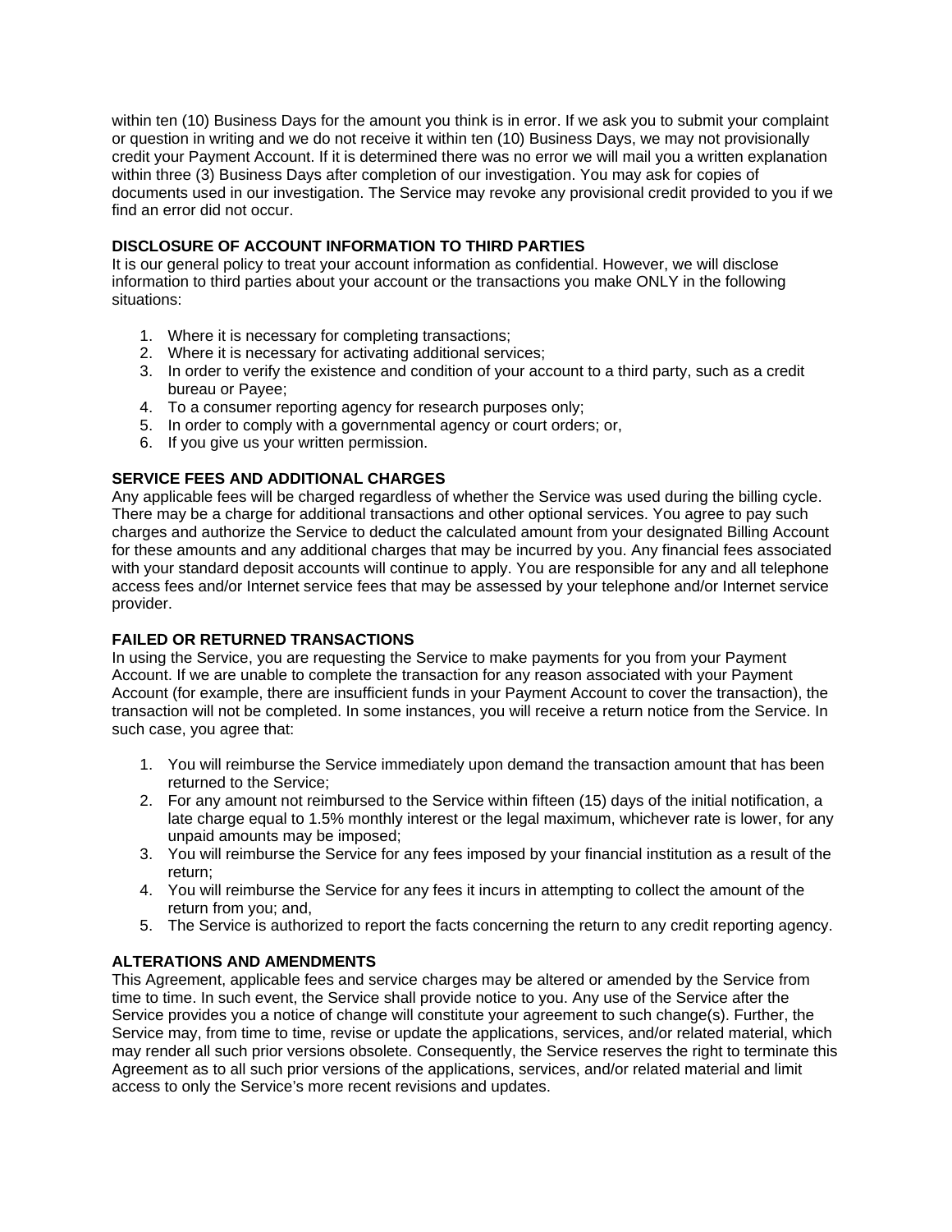within ten (10) Business Days for the amount you think is in error. If we ask you to submit your complaint or question in writing and we do not receive it within ten (10) Business Days, we may not provisionally credit your Payment Account. If it is determined there was no error we will mail you a written explanation within three (3) Business Days after completion of our investigation. You may ask for copies of documents used in our investigation. The Service may revoke any provisional credit provided to you if we find an error did not occur.

**DISCLOSURE OF ACCOUNT INFORMATION TO THIRD PARTIES**

It is our general policy to treat your account information as confidential. However, we will disclose information to third parties about your account or the transactions you make ONLY in the following situations:

1. Where it is necessary for completing transactions;
2. Where it is necessary for activating additional services;
3. In order to verify the existence and condition of your account to a third party, such as a credit bureau or Payee;
4. To a consumer reporting agency for research purposes only;
5. In order to comply with a governmental agency or court orders; or,
6. If you give us your written permission.

**SERVICE FEES AND ADDITIONAL CHARGES**

Any applicable fees will be charged regardless of whether the Service was used during the billing cycle. There may be a charge for additional transactions and other optional services. You agree to pay such charges and authorize the Service to deduct the calculated amount from your designated Billing Account for these amounts and any additional charges that may be incurred by you. Any financial fees associated with your standard deposit accounts will continue to apply. You are responsible for any and all telephone access fees and/or Internet service fees that may be assessed by your telephone and/or Internet service provider.

**FAILED OR RETURNED TRANSACTIONS**

In using the Service, you are requesting the Service to make payments for you from your Payment Account. If we are unable to complete the transaction for any reason associated with your Payment Account (for example, there are insufficient funds in your Payment Account to cover the transaction), the transaction will not be completed. In some instances, you will receive a return notice from the Service. In such case, you agree that:

1. You will reimburse the Service immediately upon demand the transaction amount that has been returned to the Service;
2. For any amount not reimbursed to the Service within fifteen (15) days of the initial notification, a late charge equal to 1.5% monthly interest or the legal maximum, whichever rate is lower, for any unpaid amounts may be imposed;
3. You will reimburse the Service for any fees imposed by your financial institution as a result of the return;
4. You will reimburse the Service for any fees it incurs in attempting to collect the amount of the return from you; and,
5. The Service is authorized to report the facts concerning the return to any credit reporting agency.

**ALTERATIONS AND AMENDMENTS**

This Agreement, applicable fees and service charges may be altered or amended by the Service from time to time. In such event, the Service shall provide notice to you. Any use of the Service after the Service provides you a notice of change will constitute your agreement to such change(s). Further, the Service may, from time to time, revise or update the applications, services, and/or related material, which may render all such prior versions obsolete. Consequently, the Service reserves the right to terminate this Agreement as to all such prior versions of the applications, services, and/or related material and limit access to only the Service's more recent revisions and updates.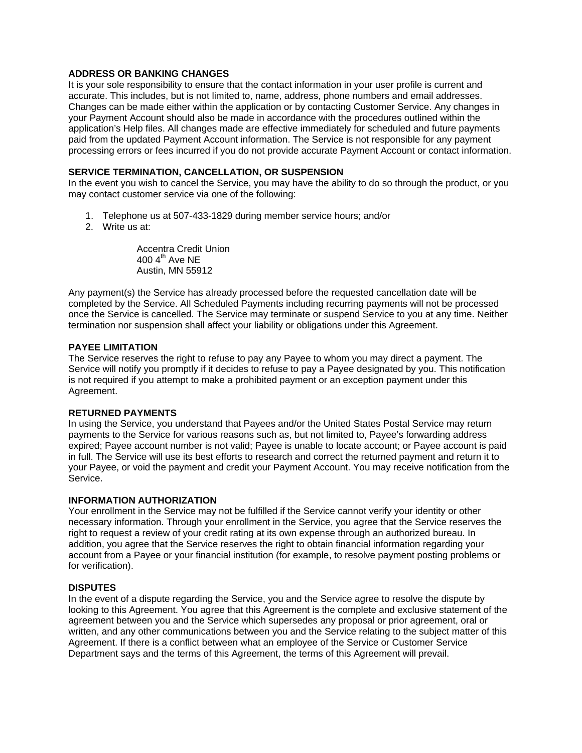**ADDRESS OR BANKING CHANGES**

It is your sole responsibility to ensure that the contact information in your user profile is current and accurate. This includes, but is not limited to, name, address, phone numbers and email addresses. Changes can be made either within the application or by contacting Customer Service. Any changes in your Payment Account should also be made in accordance with the procedures outlined within the application's Help files. All changes made are effective immediately for scheduled and future payments paid from the updated Payment Account information. The Service is not responsible for any payment processing errors or fees incurred if you do not provide accurate Payment Account or contact information.

**SERVICE TERMINATION, CANCELLATION, OR SUSPENSION**

In the event you wish to cancel the Service, you may have the ability to do so through the product, or you may contact customer service via one of the following:

1. Telephone us at 507-433-1829 during member service hours; and/or
2. Write us at:

   Accentra Credit Union
   400 4th Ave NE
   Austin, MN 55912

Any payment(s) the Service has already processed before the requested cancellation date will be completed by the Service. All Scheduled Payments including recurring payments will not be processed once the Service is cancelled. The Service may terminate or suspend Service to you at any time. Neither termination nor suspension shall affect your liability or obligations under this Agreement.

**PAYEE LIMITATION**

The Service reserves the right to refuse to pay any Payee to whom you may direct a payment. The Service will notify you promptly if it decides to refuse to pay a Payee designated by you. This notification is not required if you attempt to make a prohibited payment or an exception payment under this Agreement.

**RETURNED PAYMENTS**

In using the Service, you understand that Payees and/or the United States Postal Service may return payments to the Service for various reasons such as, but not limited to, Payee's forwarding address expired; Payee account number is not valid; Payee is unable to locate account; or Payee account is paid in full. The Service will use its best efforts to research and correct the returned payment and return it to your Payee, or void the payment and credit your Payment Account. You may receive notification from the Service.

**INFORMATION AUTHORIZATION**

Your enrollment in the Service may not be fulfilled if the Service cannot verify your identity or other necessary information. Through your enrollment in the Service, you agree that the Service reserves the right to request a review of your credit rating at its own expense through an authorized bureau. In addition, you agree that the Service reserves the right to obtain financial information regarding your account from a Payee or your financial institution (for example, to resolve payment posting problems or for verification).

**DISPUTES**

In the event of a dispute regarding the Service, you and the Service agree to resolve the dispute by looking to this Agreement. You agree that this Agreement is the complete and exclusive statement of the agreement between you and the Service which supersedes any proposal or prior agreement, oral or written, and any other communications between you and the Service relating to the subject matter of this Agreement. If there is a conflict between what an employee of the Service or Customer Service Department says and the terms of this Agreement, the terms of this Agreement will prevail.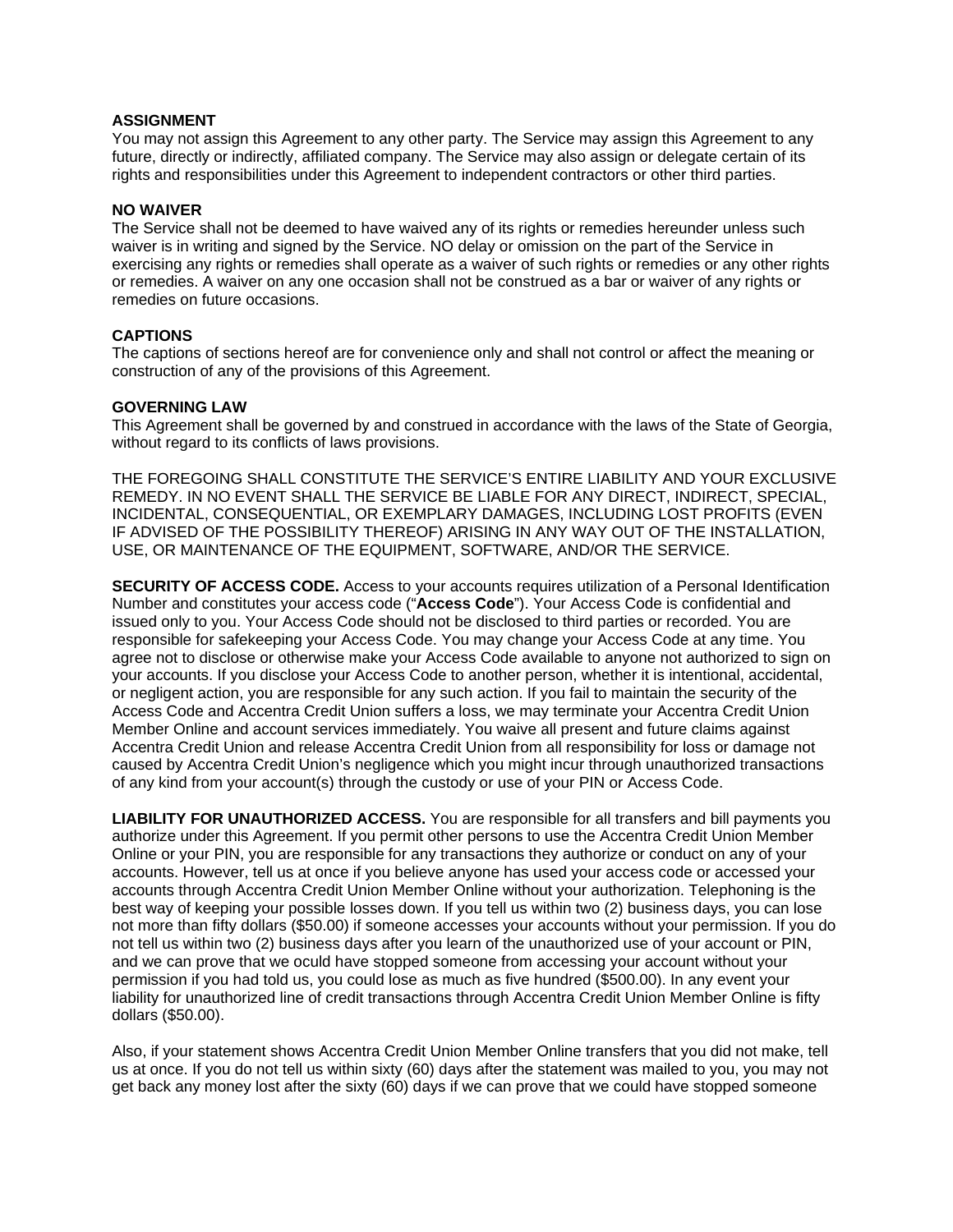**ASSIGNMENT**
You may not assign this Agreement to any other party. The Service may assign this Agreement to any future, directly or indirectly, affiliated company. The Service may also assign or delegate certain of its rights and responsibilities under this Agreement to independent contractors or other third parties.

**NO WAIVER**
The Service shall not be deemed to have waived any of its rights or remedies hereunder unless such waiver is in writing and signed by the Service. NO delay or omission on the part of the Service in exercising any rights or remedies shall operate as a waiver of such rights or remedies or any other rights or remedies. A waiver on any one occasion shall not be construed as a bar or waiver of any rights or remedies on future occasions.

**CAPTIONS**
The captions of sections hereof are for convenience only and shall not control or affect the meaning or construction of any of the provisions of this Agreement.

**GOVERNING LAW**
This Agreement shall be governed by and construed in accordance with the laws of the State of Georgia, without regard to its conflicts of laws provisions.

THE FOREGOING SHALL CONSTITUTE THE SERVICE'S ENTIRE LIABILITY AND YOUR EXCLUSIVE REMEDY. IN NO EVENT SHALL THE SERVICE BE LIABLE FOR ANY DIRECT, INDIRECT, SPECIAL, INCIDENTAL, CONSEQUENTIAL, OR EXEMPLARY DAMAGES, INCLUDING LOST PROFITS (EVEN IF ADVISED OF THE POSSIBILITY THEREOF) ARISING IN ANY WAY OUT OF THE INSTALLATION, USE, OR MAINTENANCE OF THE EQUIPMENT, SOFTWARE, AND/OR THE SERVICE.

**SECURITY OF ACCESS CODE.** Access to your accounts requires utilization of a Personal Identification Number and constitutes your access code ("**Access Code**"). Your Access Code is confidential and issued only to you. Your Access Code should not be disclosed to third parties or recorded. You are responsible for safekeeping your Access Code. You may change your Access Code at any time. You agree not to disclose or otherwise make your Access Code available to anyone not authorized to sign on your accounts. If you disclose your Access Code to another person, whether it is intentional, accidental, or negligent action, you are responsible for any such action. If you fail to maintain the security of the Access Code and Accentra Credit Union suffers a loss, we may terminate your Accentra Credit Union Member Online and account services immediately. You waive all present and future claims against Accentra Credit Union and release Accentra Credit Union from all responsibility for loss or damage not caused by Accentra Credit Union's negligence which you might incur through unauthorized transactions of any kind from your account(s) through the custody or use of your PIN or Access Code.

**LIABILITY FOR UNAUTHORIZED ACCESS.** You are responsible for all transfers and bill payments you authorize under this Agreement. If you permit other persons to use the Accentra Credit Union Member Online or your PIN, you are responsible for any transactions they authorize or conduct on any of your accounts. However, tell us at once if you believe anyone has used your access code or accessed your accounts through Accentra Credit Union Member Online without your authorization. Telephoning is the best way of keeping your possible losses down. If you tell us within two (2) business days, you can lose not more than fifty dollars ($50.00) if someone accesses your accounts without your permission. If you do not tell us within two (2) business days after you learn of the unauthorized use of your account or PIN, and we can prove that we oculd have stopped someone from accessing your account without your permission if you had told us, you could lose as much as five hundred ($500.00). In any event your liability for unauthorized line of credit transactions through Accentra Credit Union Member Online is fifty dollars ($50.00).

Also, if your statement shows Accentra Credit Union Member Online transfers that you did not make, tell us at once. If you do not tell us within sixty (60) days after the statement was mailed to you, you may not get back any money lost after the sixty (60) days if we can prove that we could have stopped someone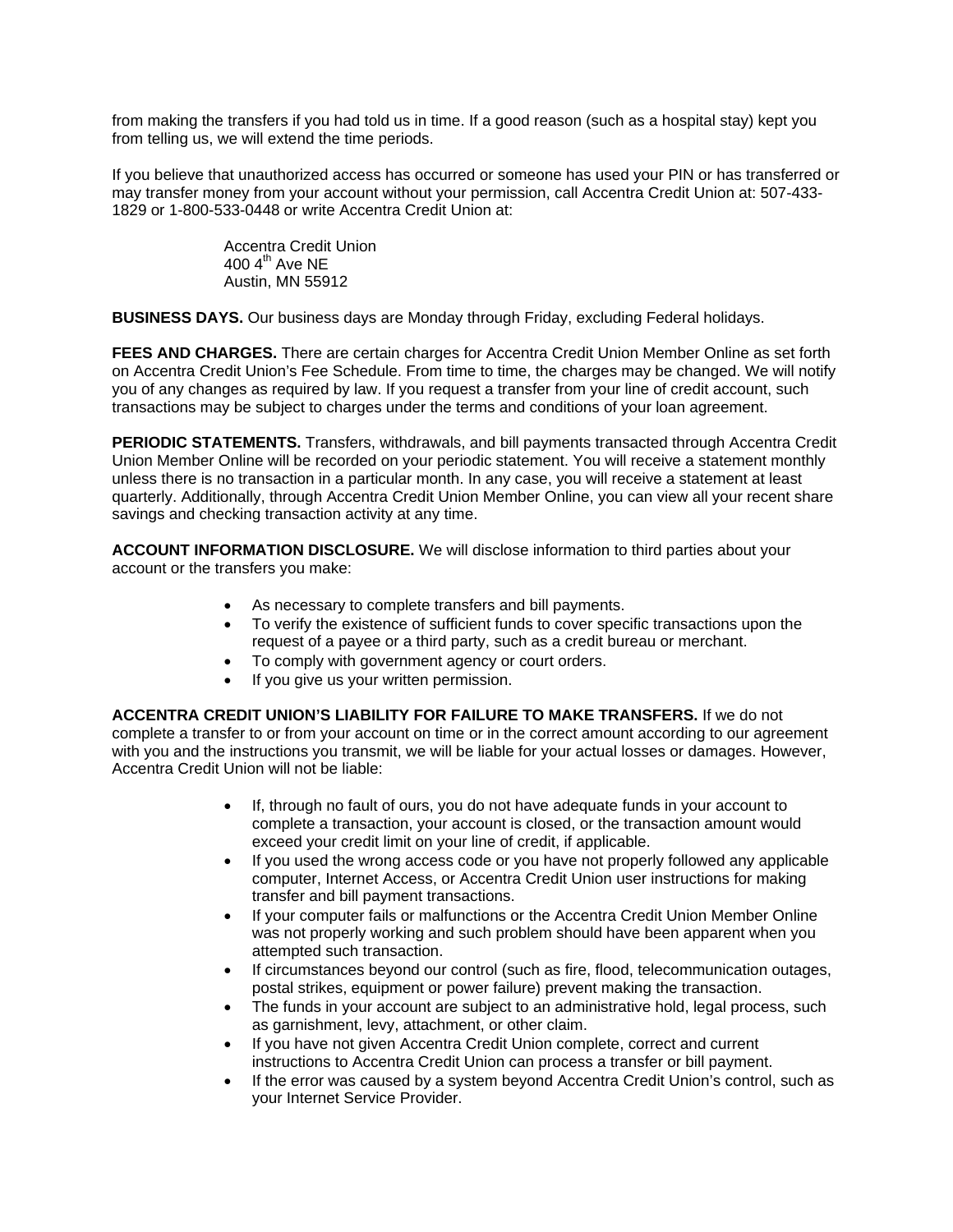from making the transfers if you had told us in time. If a good reason (such as a hospital stay) kept you from telling us, we will extend the time periods.

If you believe that unauthorized access has occurred or someone has used your PIN or has transferred or may transfer money from your account without your permission, call Accentra Credit Union at: 507-433-1829 or 1-800-533-0448 or write Accentra Credit Union at:

> Accentra Credit Union
> 400 4th Ave NE
> Austin, MN 55912

**BUSINESS DAYS.** Our business days are Monday through Friday, excluding Federal holidays.

**FEES AND CHARGES.** There are certain charges for Accentra Credit Union Member Online as set forth on Accentra Credit Union's Fee Schedule. From time to time, the charges may be changed. We will notify you of any changes as required by law. If you request a transfer from your line of credit account, such transactions may be subject to charges under the terms and conditions of your loan agreement.

**PERIODIC STATEMENTS.** Transfers, withdrawals, and bill payments transacted through Accentra Credit Union Member Online will be recorded on your periodic statement. You will receive a statement monthly unless there is no transaction in a particular month. In any case, you will receive a statement at least quarterly. Additionally, through Accentra Credit Union Member Online, you can view all your recent share savings and checking transaction activity at any time.

**ACCOUNT INFORMATION DISCLOSURE.** We will disclose information to third parties about your account or the transfers you make:

- As necessary to complete transfers and bill payments.
- To verify the existence of sufficient funds to cover specific transactions upon the request of a payee or a third party, such as a credit bureau or merchant.
- To comply with government agency or court orders.
- If you give us your written permission.

**ACCENTRA CREDIT UNION'S LIABILITY FOR FAILURE TO MAKE TRANSFERS.** If we do not complete a transfer to or from your account on time or in the correct amount according to our agreement with you and the instructions you transmit, we will be liable for your actual losses or damages. However, Accentra Credit Union will not be liable:

- If, through no fault of ours, you do not have adequate funds in your account to complete a transaction, your account is closed, or the transaction amount would exceed your credit limit on your line of credit, if applicable.
- If you used the wrong access code or you have not properly followed any applicable computer, Internet Access, or Accentra Credit Union user instructions for making transfer and bill payment transactions.
- If your computer fails or malfunctions or the Accentra Credit Union Member Online was not properly working and such problem should have been apparent when you attempted such transaction.
- If circumstances beyond our control (such as fire, flood, telecommunication outages, postal strikes, equipment or power failure) prevent making the transaction.
- The funds in your account are subject to an administrative hold, legal process, such as garnishment, levy, attachment, or other claim.
- If you have not given Accentra Credit Union complete, correct and current instructions to Accentra Credit Union can process a transfer or bill payment.
- If the error was caused by a system beyond Accentra Credit Union's control, such as your Internet Service Provider.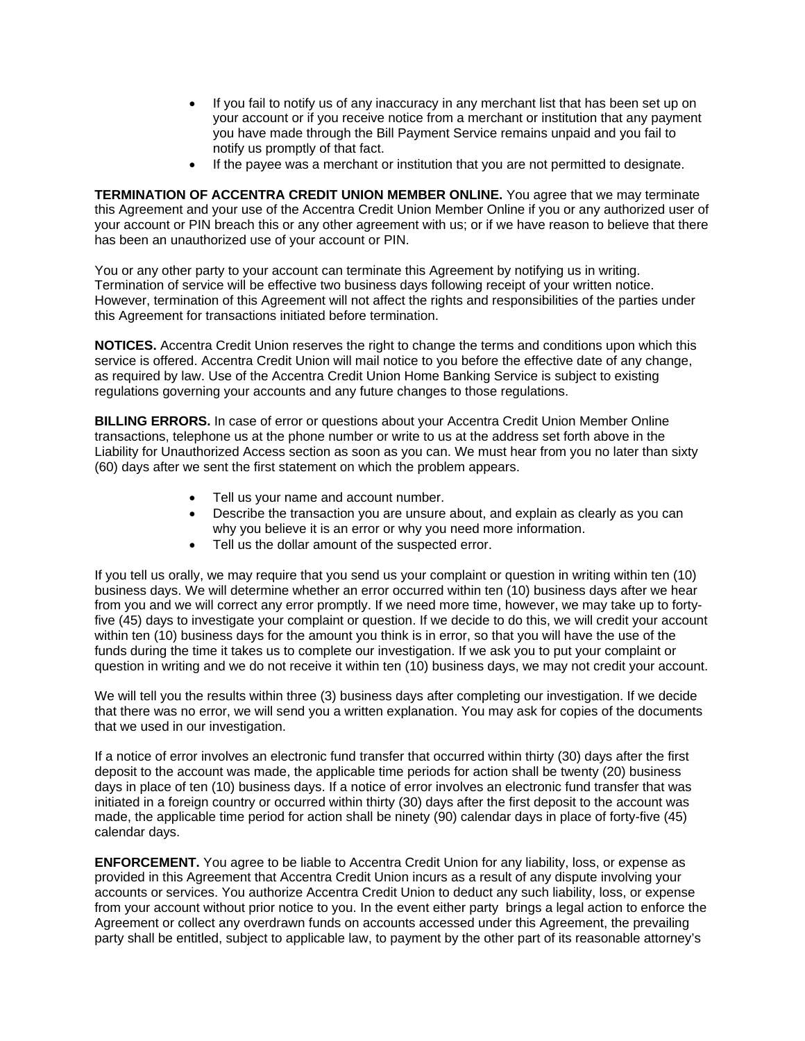- If you fail to notify us of any inaccuracy in any merchant list that has been set up on your account or if you receive notice from a merchant or institution that any payment you have made through the Bill Payment Service remains unpaid and you fail to notify us promptly of that fact.
- If the payee was a merchant or institution that you are not permitted to designate.

**TERMINATION OF ACCENTRA CREDIT UNION MEMBER ONLINE.** You agree that we may terminate this Agreement and your use of the Accentra Credit Union Member Online if you or any authorized user of your account or PIN breach this or any other agreement with us; or if we have reason to believe that there has been an unauthorized use of your account or PIN.

You or any other party to your account can terminate this Agreement by notifying us in writing. Termination of service will be effective two business days following receipt of your written notice. However, termination of this Agreement will not affect the rights and responsibilities of the parties under this Agreement for transactions initiated before termination.

**NOTICES.** Accentra Credit Union reserves the right to change the terms and conditions upon which this service is offered. Accentra Credit Union will mail notice to you before the effective date of any change, as required by law. Use of the Accentra Credit Union Home Banking Service is subject to existing regulations governing your accounts and any future changes to those regulations.

**BILLING ERRORS.** In case of error or questions about your Accentra Credit Union Member Online transactions, telephone us at the phone number or write to us at the address set forth above in the Liability for Unauthorized Access section as soon as you can. We must hear from you no later than sixty (60) days after we sent the first statement on which the problem appears.

- Tell us your name and account number.
- Describe the transaction you are unsure about, and explain as clearly as you can why you believe it is an error or why you need more information.
- Tell us the dollar amount of the suspected error.

If you tell us orally, we may require that you send us your complaint or question in writing within ten (10) business days. We will determine whether an error occurred within ten (10) business days after we hear from you and we will correct any error promptly. If we need more time, however, we may take up to forty-five (45) days to investigate your complaint or question. If we decide to do this, we will credit your account within ten (10) business days for the amount you think is in error, so that you will have the use of the funds during the time it takes us to complete our investigation. If we ask you to put your complaint or question in writing and we do not receive it within ten (10) business days, we may not credit your account.

We will tell you the results within three (3) business days after completing our investigation. If we decide that there was no error, we will send you a written explanation. You may ask for copies of the documents that we used in our investigation.

If a notice of error involves an electronic fund transfer that occurred within thirty (30) days after the first deposit to the account was made, the applicable time periods for action shall be twenty (20) business days in place of ten (10) business days. If a notice of error involves an electronic fund transfer that was initiated in a foreign country or occurred within thirty (30) days after the first deposit to the account was made, the applicable time period for action shall be ninety (90) calendar days in place of forty-five (45) calendar days.

**ENFORCEMENT.** You agree to be liable to Accentra Credit Union for any liability, loss, or expense as provided in this Agreement that Accentra Credit Union incurs as a result of any dispute involving your accounts or services. You authorize Accentra Credit Union to deduct any such liability, loss, or expense from your account without prior notice to you. In the event either party brings a legal action to enforce the Agreement or collect any overdrawn funds on accounts accessed under this Agreement, the prevailing party shall be entitled, subject to applicable law, to payment by the other part of its reasonable attorney's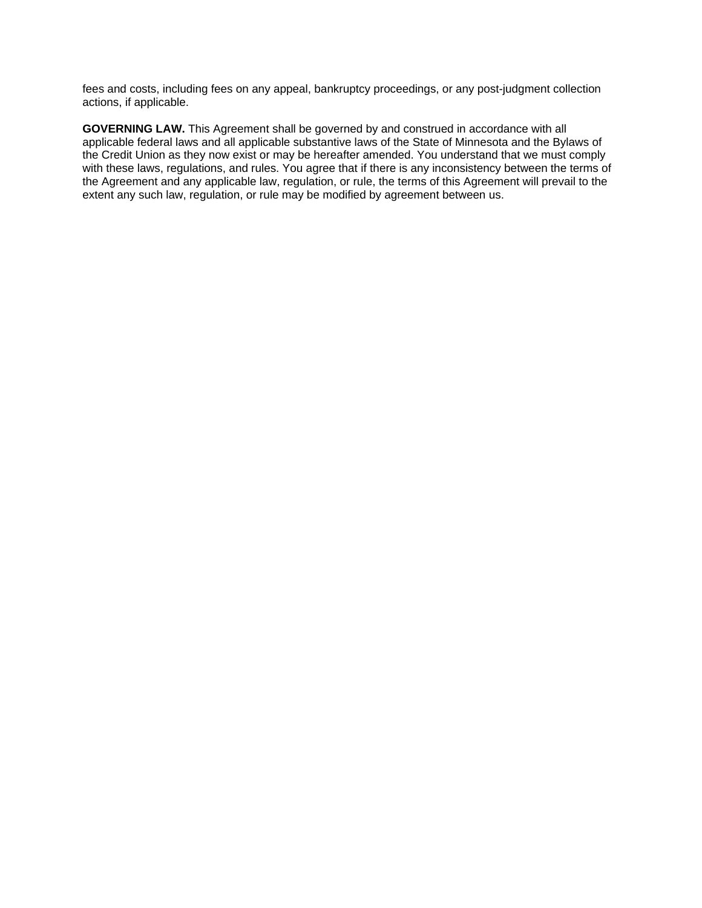fees and costs, including fees on any appeal, bankruptcy proceedings, or any post-judgment collection actions, if applicable.

**GOVERNING LAW.** This Agreement shall be governed by and construed in accordance with all applicable federal laws and all applicable substantive laws of the State of Minnesota and the Bylaws of the Credit Union as they now exist or may be hereafter amended. You understand that we must comply with these laws, regulations, and rules. You agree that if there is any inconsistency between the terms of the Agreement and any applicable law, regulation, or rule, the terms of this Agreement will prevail to the extent any such law, regulation, or rule may be modified by agreement between us.